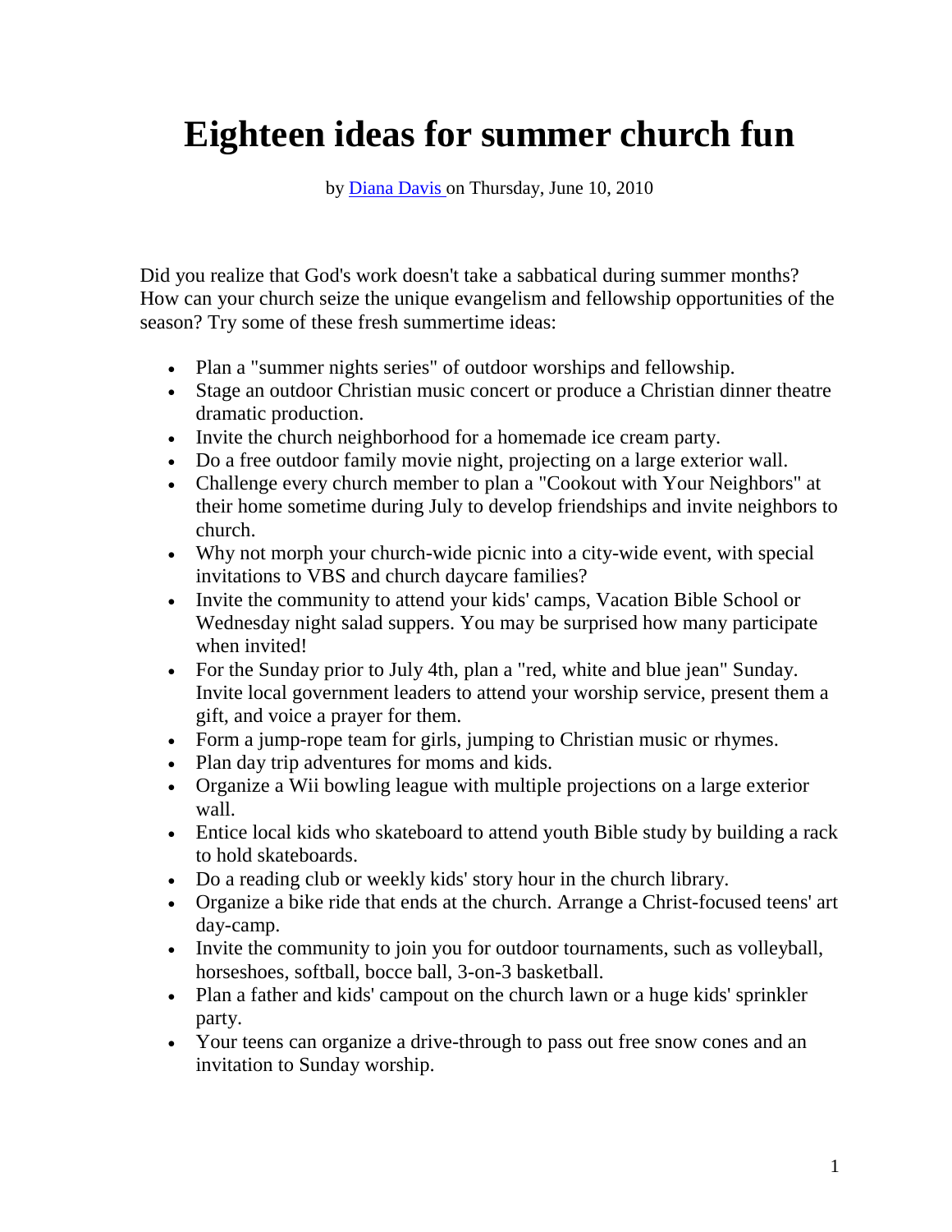# Eighteen ideas for summer church fun

by [Diana Davis](#) on Thursday, June 10, 2010

Did you realize that God's work doesn't take a sabbatical during summer months? How can your church seize the unique evangelism and fellowship opportunities of the season? Try some of these fresh summertime ideas:

- Plan a "summer nights series" of outdoor worships and fellowship.
- Stage an outdoor Christian music concert or produce a Christian dinner theatre dramatic production.
- Invite the church neighborhood for a homemade ice cream party.
- Do a free outdoor family movie night, projecting on a large exterior wall.
- Challenge every church member to plan a "Cookout with Your Neighbors" at their home sometime during July to develop friendships and invite neighbors to church.
- Why not morph your church-wide picnic into a city-wide event, with special invitations to VBS and church daycare families?
- Invite the community to attend your kids' camps, Vacation Bible School or Wednesday night salad suppers. You may be surprised how many participate when invited!
- For the Sunday prior to July 4th, plan a "red, white and blue jean" Sunday. Invite local government leaders to attend your worship service, present them a gift, and voice a prayer for them.
- Form a jump-rope team for girls, jumping to Christian music or rhymes.
- Plan day trip adventures for moms and kids.
- Organize a Wii bowling league with multiple projections on a large exterior wall.
- Entice local kids who skateboard to attend youth Bible study by building a rack to hold skateboards.
- Do a reading club or weekly kids' story hour in the church library.
- Organize a bike ride that ends at the church. Arrange a Christ-focused teens' art day-camp.
- Invite the community to join you for outdoor tournaments, such as volleyball, horseshoes, softball, bocce ball, 3-on-3 basketball.
- Plan a father and kids' campout on the church lawn or a huge kids' sprinkler party.
- Your teens can organize a drive-through to pass out free snow cones and an invitation to Sunday worship.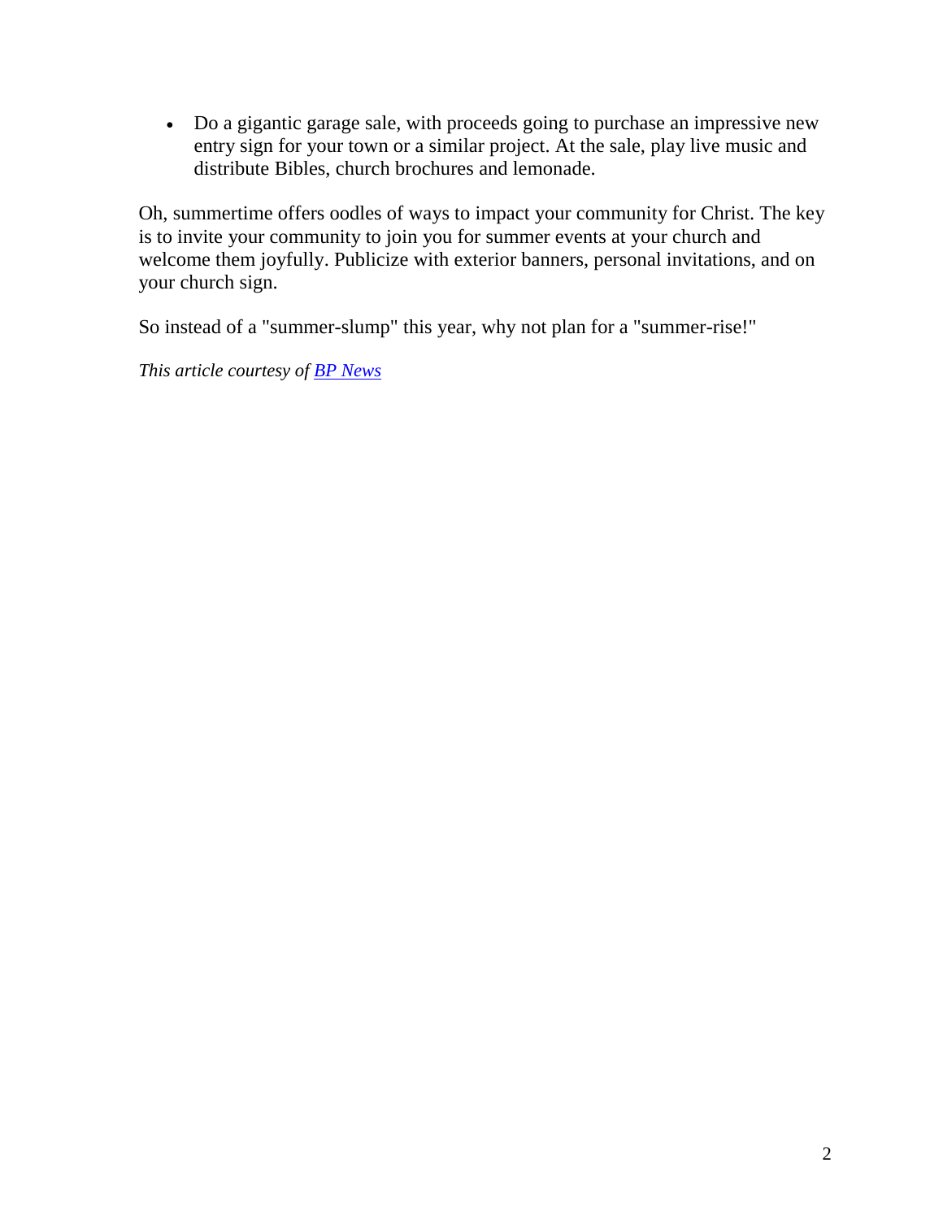- Do a gigantic garage sale, with proceeds going to purchase an impressive new entry sign for your town or a similar project. At the sale, play live music and distribute Bibles, church brochures and lemonade.

Oh, summertime offers oodles of ways to impact your community for Christ. The key is to invite your community to join you for summer events at your church and welcome them joyfully. Publicize with exterior banners, personal invitations, and on your church sign.

So instead of a "summer-slump" this year, why not plan for a "summer-rise!"

*This article courtesy of [BP News]*